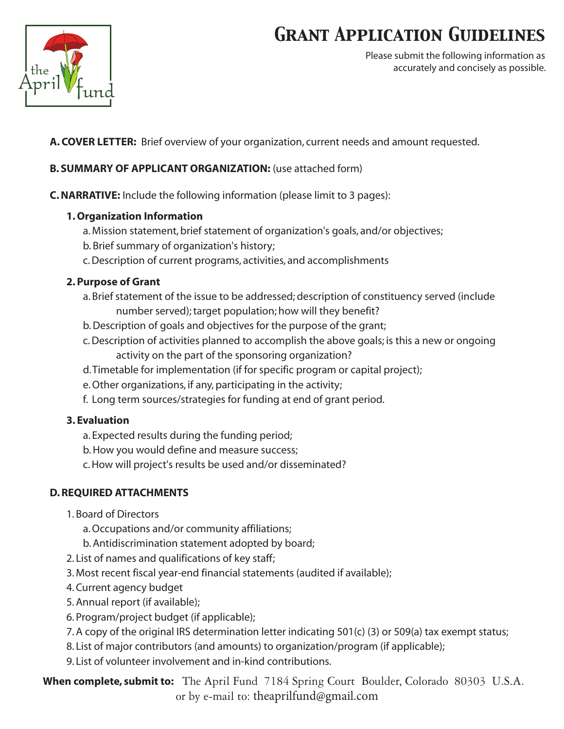# Grant Application Guidelines

Please submit the following information as accurately and concisely as possible.

**A. COVER LETTER:** Brief overview of your organization, current needs and amount requested.

**B. SUMMARY OF APPLICANT ORGANIZATION:** (use attached form)

**C. NARRATIVE:** Include the following information (please limit to 3 pages):

**1. Organization Information**

a. Mission statement, brief statement of organization's goals, and/or objectives;
b. Brief summary of organization's history;
c. Description of current programs, activities, and accomplishments

**2. Purpose of Grant**

a. Brief statement of the issue to be addressed; description of constituency served (include number served); target population; how will they benefit?
b. Description of goals and objectives for the purpose of the grant;
c. Description of activities planned to accomplish the above goals; is this a new or ongoing activity on the part of the sponsoring organization?
d. Timetable for implementation (if for specific program or capital project);
e. Other organizations, if any, participating in the activity;
f. Long term sources/strategies for funding at end of grant period.

**3. Evaluation**

a. Expected results during the funding period;
b. How you would define and measure success;
c. How will project's results be used and/or disseminated?

**D. REQUIRED ATTACHMENTS**

1. Board of Directors
   a. Occupations and/or community affiliations;
   b. Antidiscrimination statement adopted by board;
2. List of names and qualifications of key staff;
3. Most recent fiscal year-end financial statements (audited if available);
4. Current agency budget
5. Annual report (if available);
6. Program/project budget (if applicable);
7. A copy of the original IRS determination letter indicating 501(c) (3) or 509(a) tax exempt status;
8. List of major contributors (and amounts) to organization/program (if applicable);
9. List of volunteer involvement and in-kind contributions.

**When complete, submit to:** The April Fund 7184 Spring Court Boulder, Colorado 80303 U.S.A.
or by e-mail to: theaprilfund@gmail.com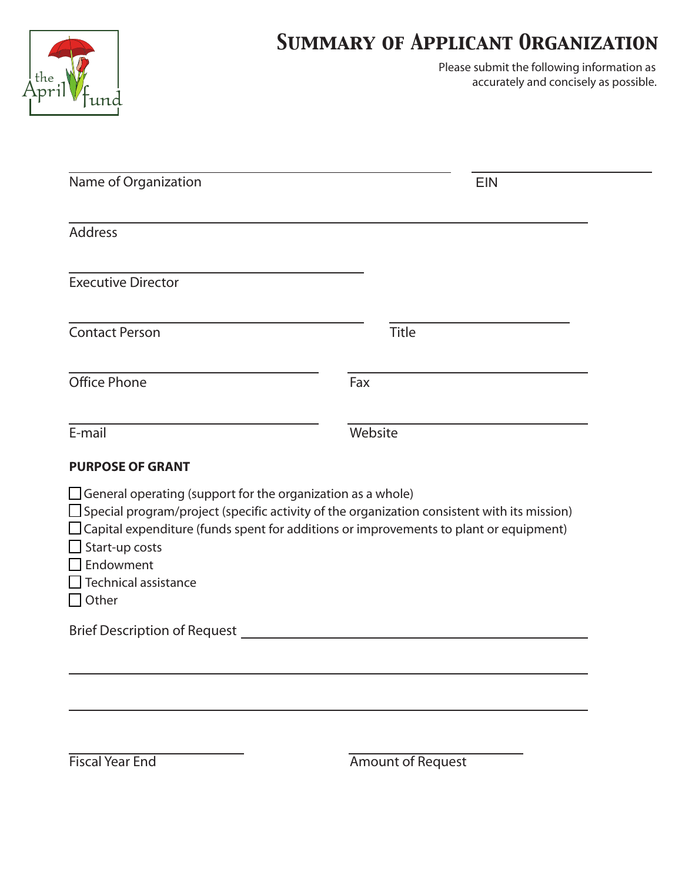# Summary of Applicant Organization

Please submit the following information as accurately and concisely as possible.

Name of Organization \_\_\_\_\_\_\_\_\_\_\_\_\_\_\_\_\_\_\_\_ EIN \_\_\_\_\_\_\_\_\_\_

Address \_\_\_\_\_\_\_\_\_\_\_\_\_\_\_\_\_\_\_\_

Executive Director \_\_\_\_\_\_\_\_\_\_\_\_\_\_\_\_\_\_\_\_

Contact Person \_\_\_\_\_\_\_\_\_\_\_\_\_\_\_\_\_\_\_\_ Title \_\_\_\_\_\_\_\_\_\_

Office Phone \_\_\_\_\_\_\_\_\_\_\_\_\_\_\_\_\_\_\_\_ Fax \_\_\_\_\_\_\_\_\_\_

E-mail \_\_\_\_\_\_\_\_\_\_\_\_\_\_\_\_\_\_\_\_ Website \_\_\_\_\_\_\_\_\_\_

**PURPOSE OF GRANT**

- ☐ General operating (support for the organization as a whole)
- ☐ Special program/project (specific activity of the organization consistent with its mission)
- ☐ Capital expenditure (funds spent for additions or improvements to plant or equipment)
- ☐ Start-up costs
- ☐ Endowment
- ☐ Technical assistance
- ☐ Other

Brief Description of Request \_\_\_\_\_\_\_\_\_\_\_\_\_\_\_\_\_\_\_\_

Fiscal Year End \_\_\_\_\_\_\_\_\_\_ Amount of Request \_\_\_\_\_\_\_\_\_\_